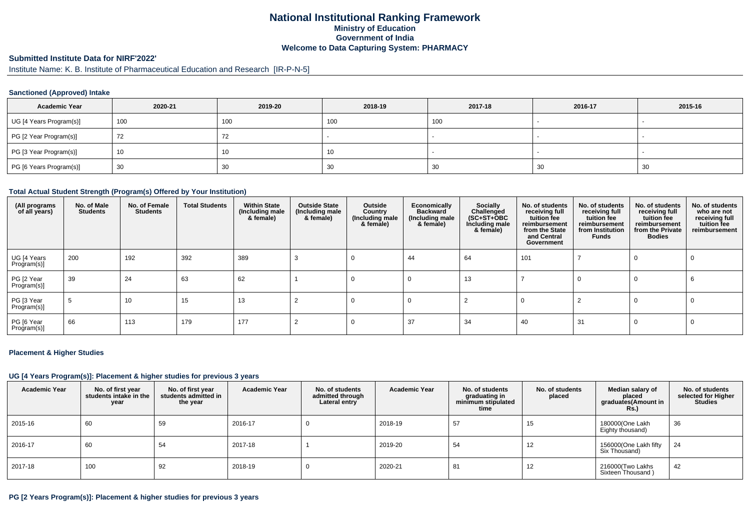# National Institutional Ranking Framework
## Ministry of Education
## Government of India
## Welcome to Data Capturing System: PHARMACY

### Submitted Institute Data for NIRF'2022'

Institute Name: K. B. Institute of Pharmaceutical Education and Research [IR-P-N-5]

#### Sanctioned (Approved) Intake

| Academic Year | 2020-21 | 2019-20 | 2018-19 | 2017-18 | 2016-17 | 2015-16 |
|---|---|---|---|---|---|---|
| UG [4 Years Program(s)] | 100 | 100 | 100 | 100 | - | - |
| PG [2 Year Program(s)] | 72 | 72 | - | - | - | - |
| PG [3 Year Program(s)] | 10 | 10 | 10 | - | - | - |
| PG [6 Years Program(s)] | 30 | 30 | 30 | 30 | 30 | 30 |

#### Total Actual Student Strength (Program(s) Offered by Your Institution)

| (All programs of all years) | No. of Male Students | No. of Female Students | Total Students | Within State (Including male & female) | Outside State (Including male & female) | Outside Country (Including male & female) | Economically Backward (Including male & female) | Socially Challenged (SC+ST+OBC Including male & female) | No. of students receiving full tuition fee reimbursement from the State and Central Government | No. of students receiving full tuition fee reimbursement from Institution Funds | No. of students receiving full tuition fee reimbursement from the Private Bodies | No. of students who are not receiving full tuition fee reimbursement |
|---|---|---|---|---|---|---|---|---|---|---|---|---|
| UG [4 Years Program(s)] | 200 | 192 | 392 | 389 | 3 | 0 | 44 | 64 | 101 | 7 | 0 | 0 |
| PG [2 Year Program(s)] | 39 | 24 | 63 | 62 | 1 | 0 | 0 | 13 | 7 | 0 | 0 | 6 |
| PG [3 Year Program(s)] | 5 | 10 | 15 | 13 | 2 | 0 | 0 | 2 | 0 | 2 | 0 | 0 |
| PG [6 Year Program(s)] | 66 | 113 | 179 | 177 | 2 | 0 | 37 | 34 | 40 | 31 | 0 | 0 |

#### Placement & Higher Studies

#### UG [4 Years Program(s)]: Placement & higher studies for previous 3 years

| Academic Year | No. of first year students intake in the year | No. of first year students admitted in the year | Academic Year | No. of students admitted through Lateral entry | Academic Year | No. of students graduating in minimum stipulated time | No. of students placed | Median salary of placed graduates(Amount in Rs.) | No. of students selected for Higher Studies |
|---|---|---|---|---|---|---|---|---|---|
| 2015-16 | 60 | 59 | 2016-17 | 0 | 2018-19 | 57 | 15 | 180000(One Lakh Eighty thousand) | 36 |
| 2016-17 | 60 | 54 | 2017-18 | 1 | 2019-20 | 54 | 12 | 156000(One Lakh fifty Six Thousand) | 24 |
| 2017-18 | 100 | 92 | 2018-19 | 0 | 2020-21 | 81 | 12 | 216000(Two Lakhs Sixteen Thousand ) | 42 |

#### PG [2 Years Program(s)]: Placement & higher studies for previous 3 years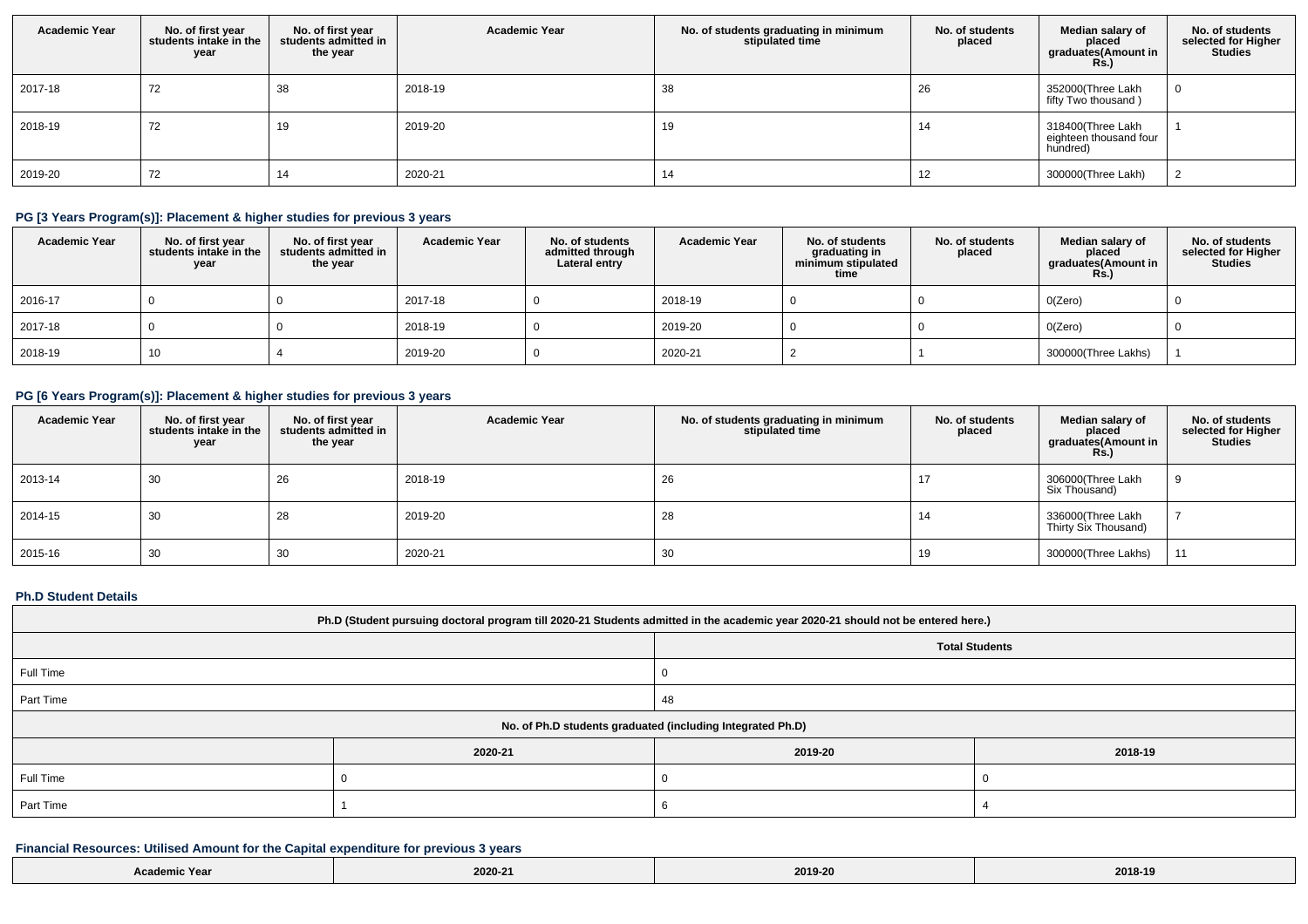| Academic Year | No. of first year students intake in the year | No. of first year students admitted in the year | Academic Year | No. of students graduating in minimum stipulated time | No. of students placed | Median salary of placed graduates(Amount in Rs.) | No. of students selected for Higher Studies |
|---|---|---|---|---|---|---|---|
| 2017-18 | 72 | 38 | 2018-19 | 38 | 26 | 352000(Three Lakh fifty Two thousand ) | 0 |
| 2018-19 | 72 | 19 | 2019-20 | 19 | 14 | 318400(Three Lakh eighteen thousand four hundred) | 1 |
| 2019-20 | 72 | 14 | 2020-21 | 14 | 12 | 300000(Three Lakh) | 2 |

### PG [3 Years Program(s)]: Placement & higher studies for previous 3 years

| Academic Year | No. of first year students intake in the year | No. of first year students admitted in the year | Academic Year | No. of students admitted through Lateral entry | Academic Year | No. of students graduating in minimum stipulated time | No. of students placed | Median salary of placed graduates(Amount in Rs.) | No. of students selected for Higher Studies |
|---|---|---|---|---|---|---|---|---|---|
| 2016-17 | 0 | 0 | 2017-18 | 0 | 2018-19 | 0 | 0 | 0(Zero) | 0 |
| 2017-18 | 0 | 0 | 2018-19 | 0 | 2019-20 | 0 | 0 | 0(Zero) | 0 |
| 2018-19 | 10 | 4 | 2019-20 | 0 | 2020-21 | 2 | 1 | 300000(Three Lakhs) | 1 |

### PG [6 Years Program(s)]: Placement & higher studies for previous 3 years

| Academic Year | No. of first year students intake in the year | No. of first year students admitted in the year | Academic Year | No. of students graduating in minimum stipulated time | No. of students placed | Median salary of placed graduates(Amount in Rs.) | No. of students selected for Higher Studies |
|---|---|---|---|---|---|---|---|
| 2013-14 | 30 | 26 | 2018-19 | 26 | 17 | 306000(Three Lakh Six Thousand) | 9 |
| 2014-15 | 30 | 28 | 2019-20 | 28 | 14 | 336000(Three Lakh Thirty Six Thousand) | 7 |
| 2015-16 | 30 | 30 | 2020-21 | 30 | 19 | 300000(Three Lakhs) | 11 |

### Ph.D Student Details

| Ph.D (Student pursuing doctoral program till 2020-21 Students admitted in the academic year 2020-21 should not be entered here.) | | |
|---|---|---|
| | Total Students | |
| Full Time | 0 | |
| Part Time | 48 | |

| No. of Ph.D students graduated (including Integrated Ph.D) | | | |
|---|---|---|---|
| | 2020-21 | 2019-20 | 2018-19 |
| Full Time | 0 | 0 | 0 |
| Part Time | 1 | 6 | 4 |

### Financial Resources: Utilised Amount for the Capital expenditure for previous 3 years

| Academic Year | 2020-21 | 2019-20 | 2018-19 |
|---|---|---|---|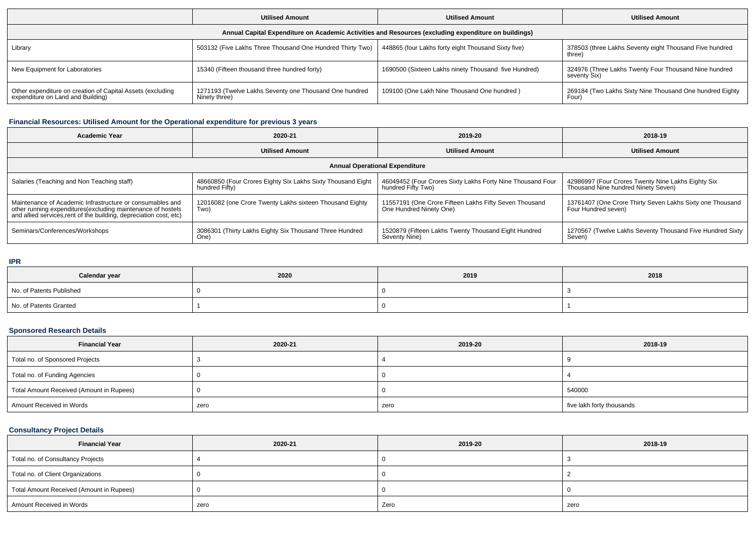| | Utilised Amount | Utilised Amount | Utilised Amount |
|---|---|---|---|
| Annual Capital Expenditure on Academic Activities and Resources (excluding expenditure on buildings) | | | |
| Library | 503132 (Five Lakhs Three Thousand One Hundred Thirty Two) | 448865 (four Lakhs forty eight Thousand Sixty five) | 378503 (three Lakhs Seventy eight Thousand Five hundred three) |
| New Equipment for Laboratories | 15340 (Fifteen thousand three hundred forty) | 1690500 (Sixteen Lakhs ninety Thousand five Hundred) | 324976 (Three Lakhs Twenty Four Thousand Nine hundred seventy Six) |
| Other expenditure on creation of Capital Assets (excluding expenditure on Land and Building) | 1271193 (Twelve Lakhs Seventy one Thousand One hundred Ninety three) | 109100 (One Lakh Nine Thousand One hundred ) | 269184 (Two Lakhs Sixty Nine Thousand One hundred Eighty Four) |

### Financial Resources: Utilised Amount for the Operational expenditure for previous 3 years

| Academic Year | 2020-21 | 2019-20 | 2018-19 |
|---|---|---|---|
| | Utilised Amount | Utilised Amount | Utilised Amount |
| Annual Operational Expenditure | | | |
| Salaries (Teaching and Non Teaching staff) | 48660850 (Four Crores Eighty Six Lakhs Sixty Thousand Eight hundred Fifty) | 46049452 (Four Crores Sixty Lakhs Forty Nine Thousand Four hundred Fifty Two) | 42986997 (Four Crores Twenty Nine Lakhs Eighty Six Thousand Nine hundred Ninety Seven) |
| Maintenance of Academic Infrastructure or consumables and other running expenditures(excluding maintenance of hostels and allied services,rent of the building, depreciation cost, etc) | 12016082 (one Crore Twenty Lakhs sixteen Thousand Eighty Two) | 11557191 (One Crore Fifteen Lakhs Fifty Seven Thousand One Hundred Ninety One) | 13761407 (One Crore Thirty Seven Lakhs Sixty one Thousand Four Hundred seven) |
| Seminars/Conferences/Workshops | 3086301 (Thirty Lakhs Eighty Six Thousand Three Hundred One) | 1520879 (Fifteen Lakhs Twenty Thousand Eight Hundred Seventy Nine) | 1270567 (Twelve Lakhs Seventy Thousand Five Hundred Sixty Seven) |

### IPR

| Calendar year | 2020 | 2019 | 2018 |
|---|---|---|---|
| No. of Patents Published | 0 | 0 | 3 |
| No. of Patents Granted | 1 | 0 | 1 |

### Sponsored Research Details

| Financial Year | 2020-21 | 2019-20 | 2018-19 |
|---|---|---|---|
| Total no. of Sponsored Projects | 3 | 4 | 9 |
| Total no. of Funding Agencies | 0 | 0 | 4 |
| Total Amount Received (Amount in Rupees) | 0 | 0 | 540000 |
| Amount Received in Words | zero | zero | five lakh forty thousands |

### Consultancy Project Details

| Financial Year | 2020-21 | 2019-20 | 2018-19 |
|---|---|---|---|
| Total no. of Consultancy Projects | 4 | 0 | 3 |
| Total no. of Client Organizations | 0 | 0 | 2 |
| Total Amount Received (Amount in Rupees) | 0 | 0 | 0 |
| Amount Received in Words | zero | Zero | zero |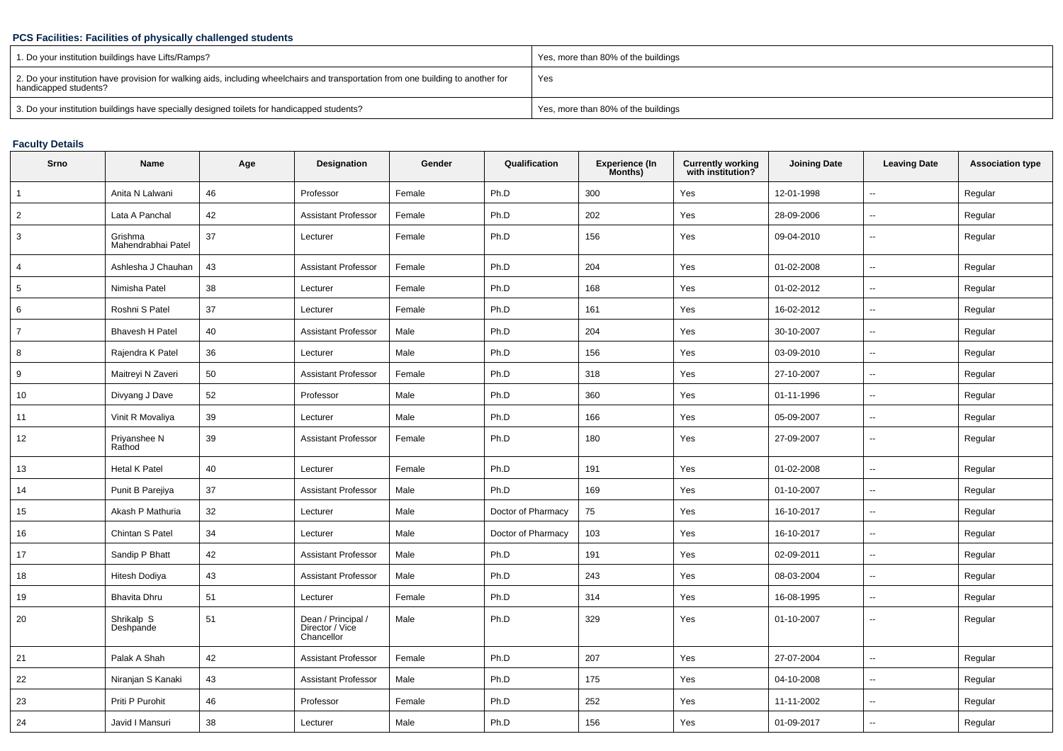### PCS Facilities: Facilities of physically challenged students

| 1. Do your institution buildings have Lifts/Ramps? | Yes, more than 80% of the buildings |
|---|---|
| 2. Do your institution have provision for walking aids, including wheelchairs and transportation from one building to another for handicapped students? | Yes |
| 3. Do your institution buildings have specially designed toilets for handicapped students? | Yes, more than 80% of the buildings |

### Faculty Details

| Srno | Name | Age | Designation | Gender | Qualification | Experience (In Months) | Currently working with institution? | Joining Date | Leaving Date | Association type |
|---|---|---|---|---|---|---|---|---|---|---|
| 1 | Anita N Lalwani | 46 | Professor | Female | Ph.D | 300 | Yes | 12-01-1998 | -- | Regular |
| 2 | Lata A Panchal | 42 | Assistant Professor | Female | Ph.D | 202 | Yes | 28-09-2006 | -- | Regular |
| 3 | Grishma Mahendrabhai Patel | 37 | Lecturer | Female | Ph.D | 156 | Yes | 09-04-2010 | -- | Regular |
| 4 | Ashlesha J Chauhan | 43 | Assistant Professor | Female | Ph.D | 204 | Yes | 01-02-2008 | -- | Regular |
| 5 | Nimisha Patel | 38 | Lecturer | Female | Ph.D | 168 | Yes | 01-02-2012 | -- | Regular |
| 6 | Roshni S Patel | 37 | Lecturer | Female | Ph.D | 161 | Yes | 16-02-2012 | -- | Regular |
| 7 | Bhavesh H Patel | 40 | Assistant Professor | Male | Ph.D | 204 | Yes | 30-10-2007 | -- | Regular |
| 8 | Rajendra K Patel | 36 | Lecturer | Male | Ph.D | 156 | Yes | 03-09-2010 | -- | Regular |
| 9 | Maitreyi N Zaveri | 50 | Assistant Professor | Female | Ph.D | 318 | Yes | 27-10-2007 | -- | Regular |
| 10 | Divyang J Dave | 52 | Professor | Male | Ph.D | 360 | Yes | 01-11-1996 | -- | Regular |
| 11 | Vinit R Movaliya | 39 | Lecturer | Male | Ph.D | 166 | Yes | 05-09-2007 | -- | Regular |
| 12 | Priyanshee N Rathod | 39 | Assistant Professor | Female | Ph.D | 180 | Yes | 27-09-2007 | -- | Regular |
| 13 | Hetal K Patel | 40 | Lecturer | Female | Ph.D | 191 | Yes | 01-02-2008 | -- | Regular |
| 14 | Punit B Parejiya | 37 | Assistant Professor | Male | Ph.D | 169 | Yes | 01-10-2007 | -- | Regular |
| 15 | Akash P Mathuria | 32 | Lecturer | Male | Doctor of Pharmacy | 75 | Yes | 16-10-2017 | -- | Regular |
| 16 | Chintan S Patel | 34 | Lecturer | Male | Doctor of Pharmacy | 103 | Yes | 16-10-2017 | -- | Regular |
| 17 | Sandip P Bhatt | 42 | Assistant Professor | Male | Ph.D | 191 | Yes | 02-09-2011 | -- | Regular |
| 18 | Hitesh Dodiya | 43 | Assistant Professor | Male | Ph.D | 243 | Yes | 08-03-2004 | -- | Regular |
| 19 | Bhavita Dhru | 51 | Lecturer | Female | Ph.D | 314 | Yes | 16-08-1995 | -- | Regular |
| 20 | Shrikalp S Deshpande | 51 | Dean / Principal / Director / Vice Chancellor | Male | Ph.D | 329 | Yes | 01-10-2007 | -- | Regular |
| 21 | Palak A Shah | 42 | Assistant Professor | Female | Ph.D | 207 | Yes | 27-07-2004 | -- | Regular |
| 22 | Niranjan S Kanaki | 43 | Assistant Professor | Male | Ph.D | 175 | Yes | 04-10-2008 | -- | Regular |
| 23 | Priti P Purohit | 46 | Professor | Female | Ph.D | 252 | Yes | 11-11-2002 | -- | Regular |
| 24 | Javid I Mansuri | 38 | Lecturer | Male | Ph.D | 156 | Yes | 01-09-2017 | -- | Regular |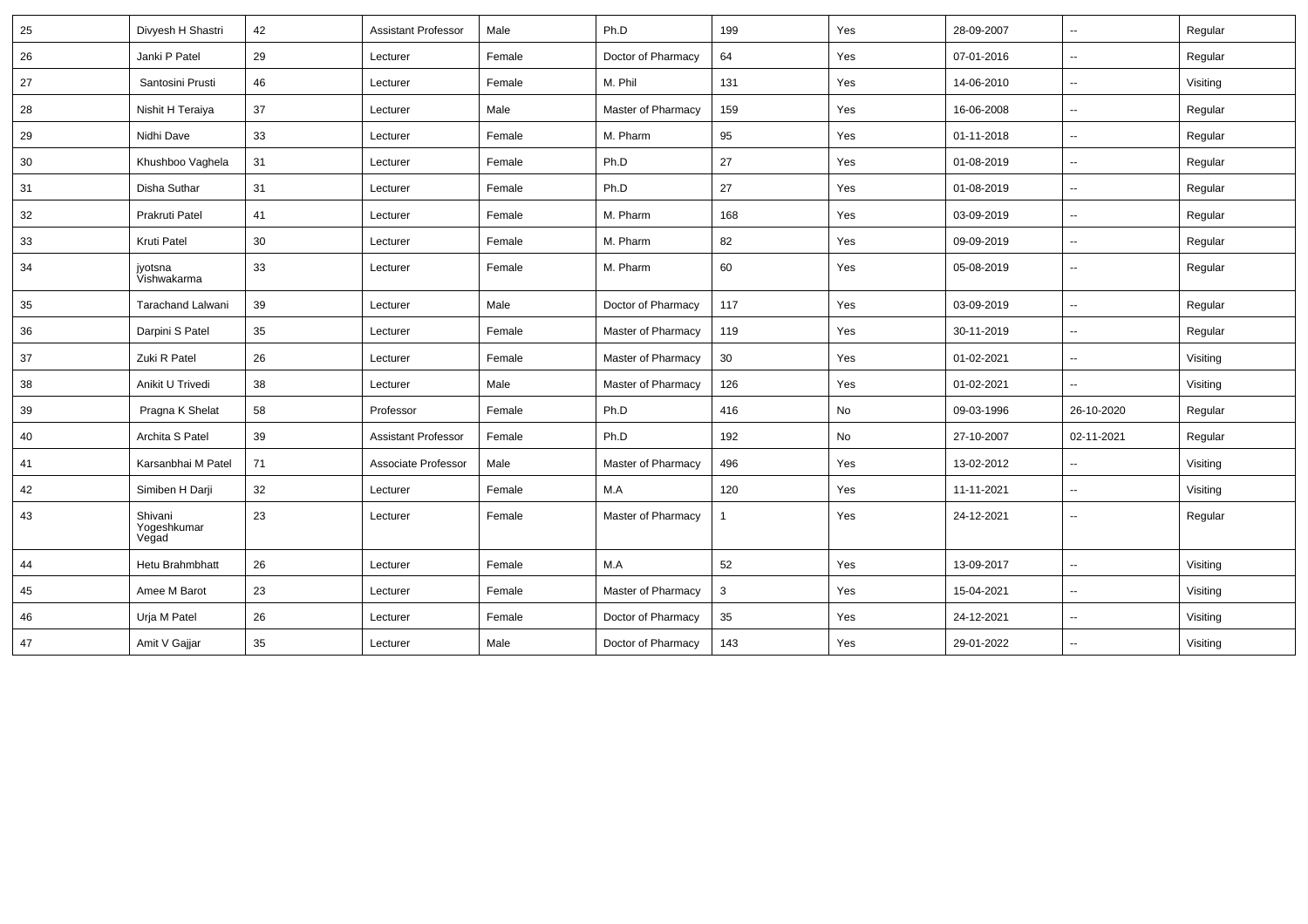| | | | | | | | | | | |
|---|---|---|---|---|---|---|---|---|---|---|
| 25 | Divyesh H Shastri | 42 | Assistant Professor | Male | Ph.D | 199 | Yes | 28-09-2007 | -- | Regular |
| 26 | Janki P Patel | 29 | Lecturer | Female | Doctor of Pharmacy | 64 | Yes | 07-01-2016 | -- | Regular |
| 27 | Santosini Prusti | 46 | Lecturer | Female | M. Phil | 131 | Yes | 14-06-2010 | -- | Visiting |
| 28 | Nishit H Teraiya | 37 | Lecturer | Male | Master of Pharmacy | 159 | Yes | 16-06-2008 | -- | Regular |
| 29 | Nidhi Dave | 33 | Lecturer | Female | M. Pharm | 95 | Yes | 01-11-2018 | -- | Regular |
| 30 | Khushboo Vaghela | 31 | Lecturer | Female | Ph.D | 27 | Yes | 01-08-2019 | -- | Regular |
| 31 | Disha Suthar | 31 | Lecturer | Female | Ph.D | 27 | Yes | 01-08-2019 | -- | Regular |
| 32 | Prakruti Patel | 41 | Lecturer | Female | M. Pharm | 168 | Yes | 03-09-2019 | -- | Regular |
| 33 | Kruti Patel | 30 | Lecturer | Female | M. Pharm | 82 | Yes | 09-09-2019 | -- | Regular |
| 34 | jyotsna Vishwakarma | 33 | Lecturer | Female | M. Pharm | 60 | Yes | 05-08-2019 | -- | Regular |
| 35 | Tarachand Lalwani | 39 | Lecturer | Male | Doctor of Pharmacy | 117 | Yes | 03-09-2019 | -- | Regular |
| 36 | Darpini S Patel | 35 | Lecturer | Female | Master of Pharmacy | 119 | Yes | 30-11-2019 | -- | Regular |
| 37 | Zuki R Patel | 26 | Lecturer | Female | Master of Pharmacy | 30 | Yes | 01-02-2021 | -- | Visiting |
| 38 | Anikit U Trivedi | 38 | Lecturer | Male | Master of Pharmacy | 126 | Yes | 01-02-2021 | -- | Visiting |
| 39 | Pragna K Shelat | 58 | Professor | Female | Ph.D | 416 | No | 09-03-1996 | 26-10-2020 | Regular |
| 40 | Archita S Patel | 39 | Assistant Professor | Female | Ph.D | 192 | No | 27-10-2007 | 02-11-2021 | Regular |
| 41 | Karsanbhai M Patel | 71 | Associate Professor | Male | Master of Pharmacy | 496 | Yes | 13-02-2012 | -- | Visiting |
| 42 | Simiben H Darji | 32 | Lecturer | Female | M.A | 120 | Yes | 11-11-2021 | -- | Visiting |
| 43 | Shivani Yogeshkumar Vegad | 23 | Lecturer | Female | Master of Pharmacy | 1 | Yes | 24-12-2021 | -- | Regular |
| 44 | Hetu Brahmbhatt | 26 | Lecturer | Female | M.A | 52 | Yes | 13-09-2017 | -- | Visiting |
| 45 | Amee M Barot | 23 | Lecturer | Female | Master of Pharmacy | 3 | Yes | 15-04-2021 | -- | Visiting |
| 46 | Urja M Patel | 26 | Lecturer | Female | Doctor of Pharmacy | 35 | Yes | 24-12-2021 | -- | Visiting |
| 47 | Amit V Gajjar | 35 | Lecturer | Male | Doctor of Pharmacy | 143 | Yes | 29-01-2022 | -- | Visiting |